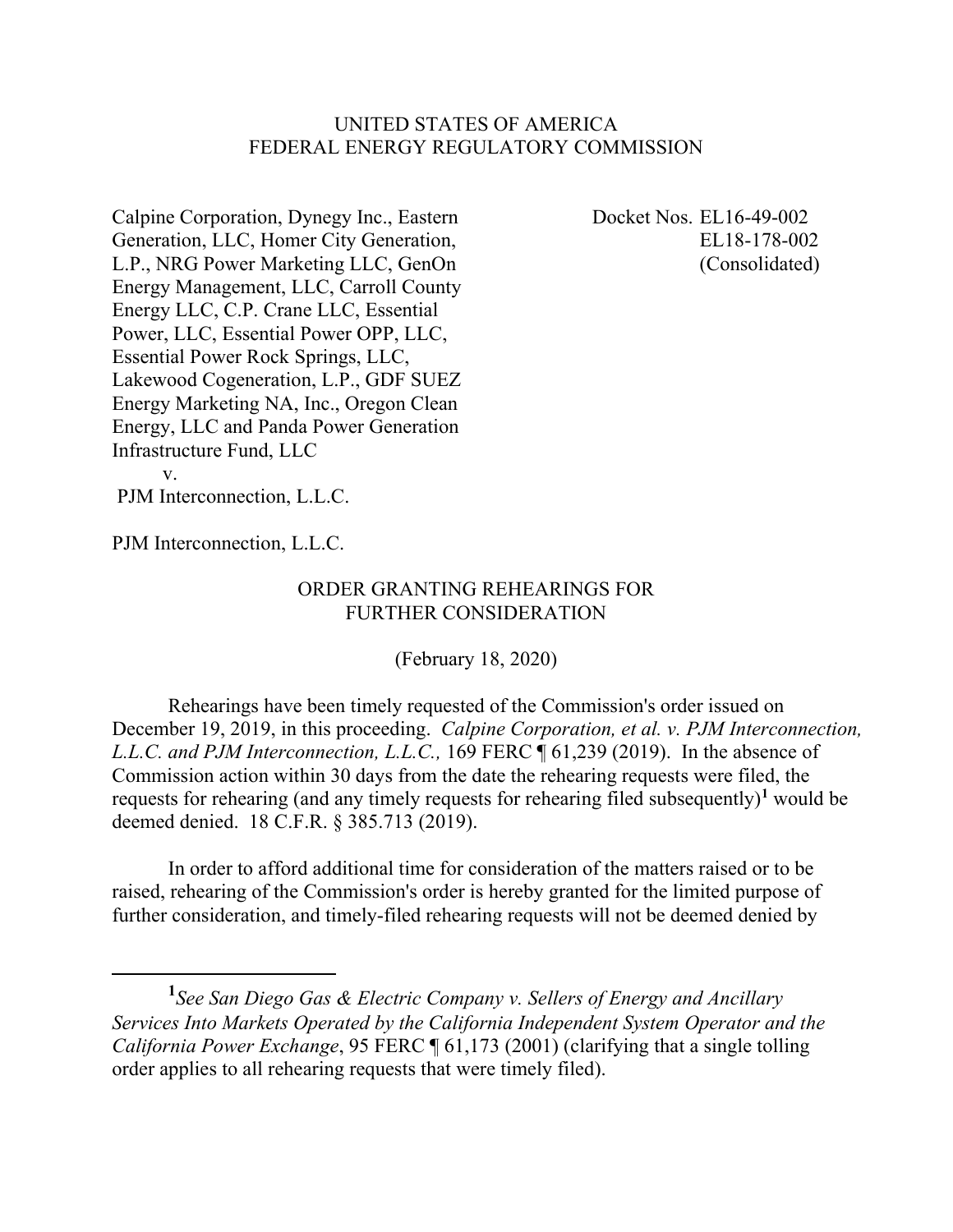UNITED STATES OF AMERICA
FEDERAL ENERGY REGULATORY COMMISSION

Calpine Corporation, Dynegy Inc., Eastern Generation, LLC, Homer City Generation, L.P., NRG Power Marketing LLC, GenOn Energy Management, LLC, Carroll County Energy LLC, C.P. Crane LLC, Essential Power, LLC, Essential Power OPP, LLC, Essential Power Rock Springs, LLC, Lakewood Cogeneration, L.P., GDF SUEZ Energy Marketing NA, Inc., Oregon Clean Energy, LLC and Panda Power Generation Infrastructure Fund, LLC
v.
PJM Interconnection, L.L.C.

PJM Interconnection, L.L.C.

Docket Nos. EL16-49-002
EL18-178-002
(Consolidated)

ORDER GRANTING REHEARINGS FOR FURTHER CONSIDERATION

(February 18, 2020)

Rehearings have been timely requested of the Commission's order issued on December 19, 2019, in this proceeding. *Calpine Corporation, et al. v. PJM Interconnection, L.L.C. and PJM Interconnection, L.L.C.,* 169 FERC ¶ 61,239 (2019). In the absence of Commission action within 30 days from the date the rehearing requests were filed, the requests for rehearing (and any timely requests for rehearing filed subsequently)[1] would be deemed denied. 18 C.F.R. § 385.713 (2019).

In order to afford additional time for consideration of the matters raised or to be raised, rehearing of the Commission's order is hereby granted for the limited purpose of further consideration, and timely-filed rehearing requests will not be deemed denied by

[1] *See San Diego Gas & Electric Company v. Sellers of Energy and Ancillary Services Into Markets Operated by the California Independent System Operator and the California Power Exchange*, 95 FERC ¶ 61,173 (2001) (clarifying that a single tolling order applies to all rehearing requests that were timely filed).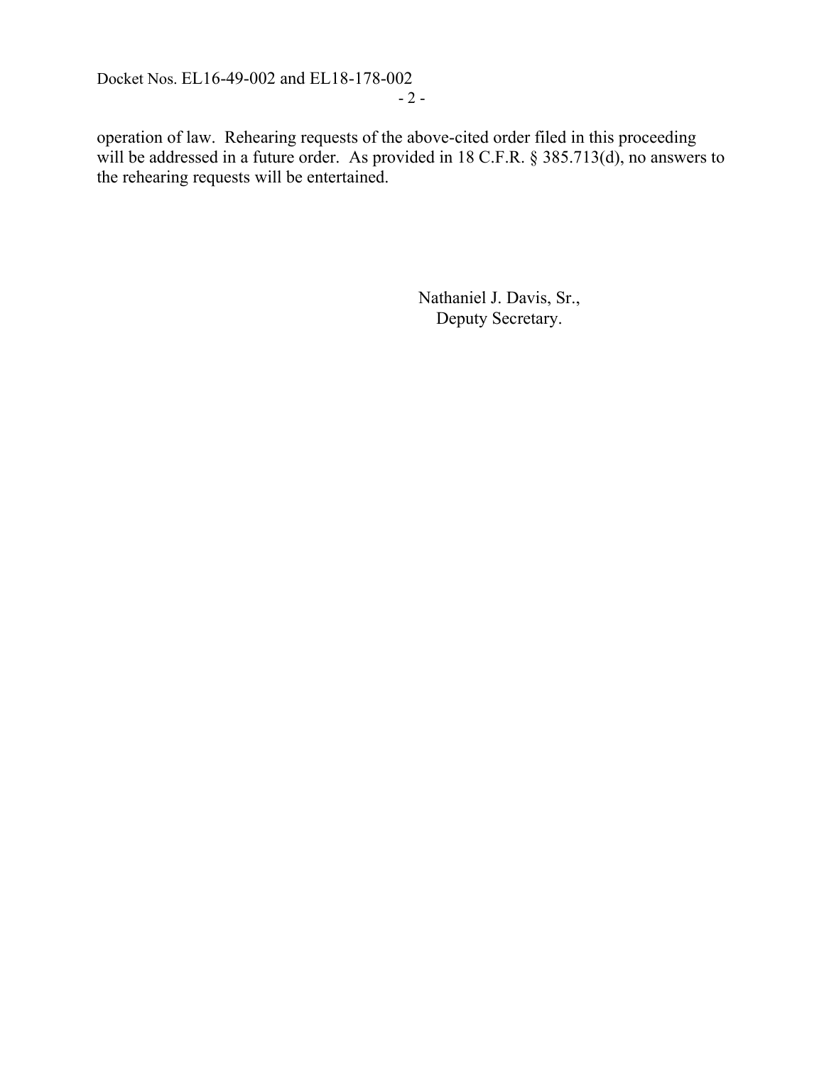operation of law. Rehearing requests of the above-cited order filed in this proceeding will be addressed in a future order. As provided in 18 C.F.R. § 385.713(d), no answers to the rehearing requests will be entertained.

Nathaniel J. Davis, Sr.,
Deputy Secretary.